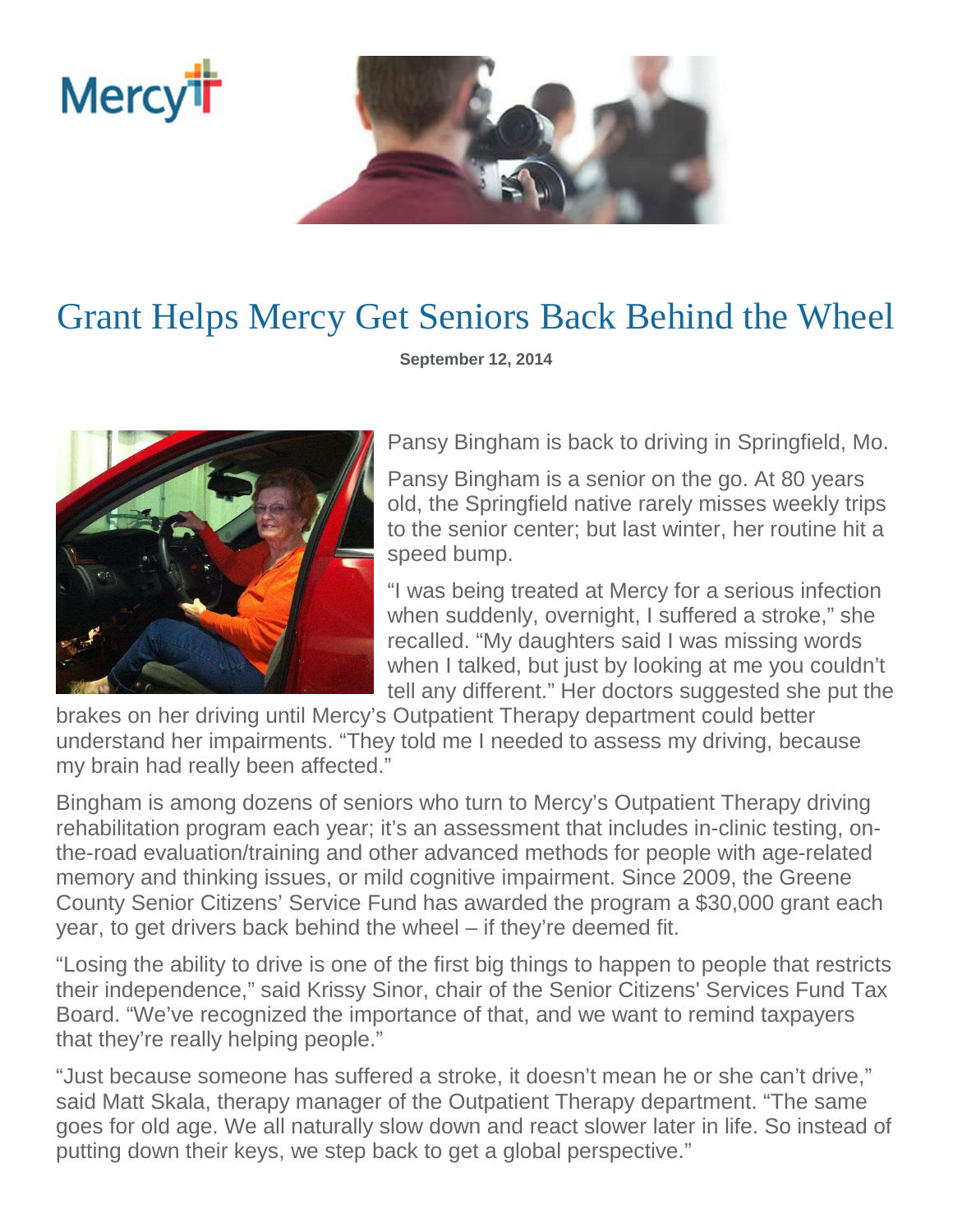# Grant Helps Mercy Get Seniors Back Behind the Wheel

**September 12, 2014**

Pansy Bingham is back to driving in Springfield, Mo.

Pansy Bingham is a senior on the go. At 80 years old, the Springfield native rarely misses weekly trips to the senior center; but last winter, her routine hit a speed bump.

"I was being treated at Mercy for a serious infection when suddenly, overnight, I suffered a stroke," she recalled. "My daughters said I was missing words when I talked, but just by looking at me you couldn't tell any different." Her doctors suggested she put the brakes on her driving until Mercy's Outpatient Therapy department could better understand her impairments. "They told me I needed to assess my driving, because my brain had really been affected."

Bingham is among dozens of seniors who turn to Mercy's Outpatient Therapy driving rehabilitation program each year; it's an assessment that includes in-clinic testing, on-the-road evaluation/training and other advanced methods for people with age-related memory and thinking issues, or mild cognitive impairment. Since 2009, the Greene County Senior Citizens' Service Fund has awarded the program a $30,000 grant each year, to get drivers back behind the wheel – if they're deemed fit.

"Losing the ability to drive is one of the first big things to happen to people that restricts their independence," said Krissy Sinor, chair of the Senior Citizens' Services Fund Tax Board. "We've recognized the importance of that, and we want to remind taxpayers that they're really helping people."

"Just because someone has suffered a stroke, it doesn't mean he or she can't drive," said Matt Skala, therapy manager of the Outpatient Therapy department. "The same goes for old age. We all naturally slow down and react slower later in life. So instead of putting down their keys, we step back to get a global perspective."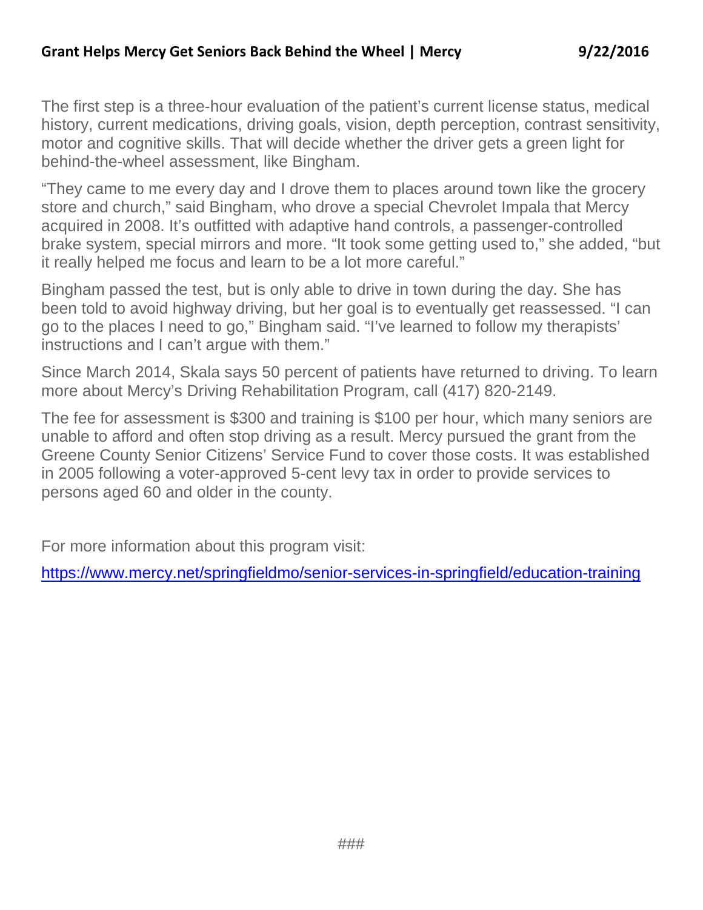The first step is a three-hour evaluation of the patient's current license status, medical history, current medications, driving goals, vision, depth perception, contrast sensitivity, motor and cognitive skills. That will decide whether the driver gets a green light for behind-the-wheel assessment, like Bingham.

"They came to me every day and I drove them to places around town like the grocery store and church," said Bingham, who drove a special Chevrolet Impala that Mercy acquired in 2008. It's outfitted with adaptive hand controls, a passenger-controlled brake system, special mirrors and more. "It took some getting used to," she added, "but it really helped me focus and learn to be a lot more careful."

Bingham passed the test, but is only able to drive in town during the day. She has been told to avoid highway driving, but her goal is to eventually get reassessed. "I can go to the places I need to go," Bingham said. "I've learned to follow my therapists' instructions and I can't argue with them."

Since March 2014, Skala says 50 percent of patients have returned to driving. To learn more about Mercy's Driving Rehabilitation Program, call (417) 820-2149.

The fee for assessment is $300 and training is $100 per hour, which many seniors are unable to afford and often stop driving as a result. Mercy pursued the grant from the Greene County Senior Citizens' Service Fund to cover those costs. It was established in 2005 following a voter-approved 5-cent levy tax in order to provide services to persons aged 60 and older in the county.

For more information about this program visit:

https://www.mercy.net/springfieldmo/senior-services-in-springfield/education-training

###